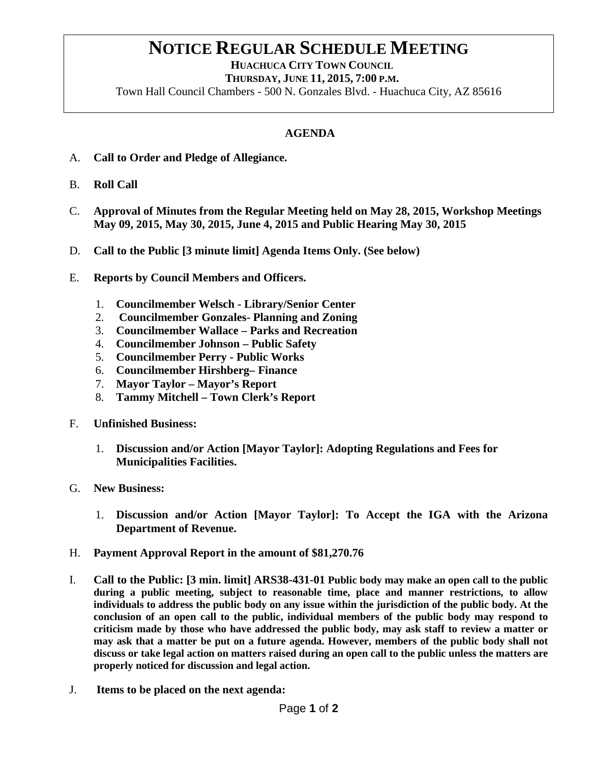# NOTICE REGULAR SCHEDULE MEETING

**HUACHUCA CITY TOWN COUNCIL**

**THURSDAY, JUNE 11, 2015, 7:00 P.M.**

Town Hall Council Chambers - 500 N. Gonzales Blvd. - Huachuca City, AZ 85616

## AGENDA

A. **Call to Order and Pledge of Allegiance.**

B. **Roll Call**

C. **Approval of Minutes from the Regular Meeting held on May 28, 2015, Workshop Meetings May 09, 2015, May 30, 2015, June 4, 2015 and Public Hearing May 30, 2015**

D. **Call to the Public [3 minute limit] Agenda Items Only. (See below)**

E. **Reports by Council Members and Officers.**

1. **Councilmember Welsch - Library/Senior Center**
2. **Councilmember Gonzales- Planning and Zoning**
3. **Councilmember Wallace – Parks and Recreation**
4. **Councilmember Johnson – Public Safety**
5. **Councilmember Perry - Public Works**
6. **Councilmember Hirshberg– Finance**
7. **Mayor Taylor – Mayor's Report**
8. **Tammy Mitchell – Town Clerk's Report**

F. **Unfinished Business:**

1. **Discussion and/or Action [Mayor Taylor]: Adopting Regulations and Fees for Municipalities Facilities.**

G. **New Business:**

1. **Discussion and/or Action [Mayor Taylor]: To Accept the IGA with the Arizona Department of Revenue.**

H. **Payment Approval Report in the amount of $81,270.76**

I. **Call to the Public: [3 min. limit] ARS38-431-01 Public body may make an open call to the public during a public meeting, subject to reasonable time, place and manner restrictions, to allow individuals to address the public body on any issue within the jurisdiction of the public body. At the conclusion of an open call to the public, individual members of the public body may respond to criticism made by those who have addressed the public body, may ask staff to review a matter or may ask that a matter be put on a future agenda. However, members of the public body shall not discuss or take legal action on matters raised during an open call to the public unless the matters are properly noticed for discussion and legal action.**

J. **Items to be placed on the next agenda:**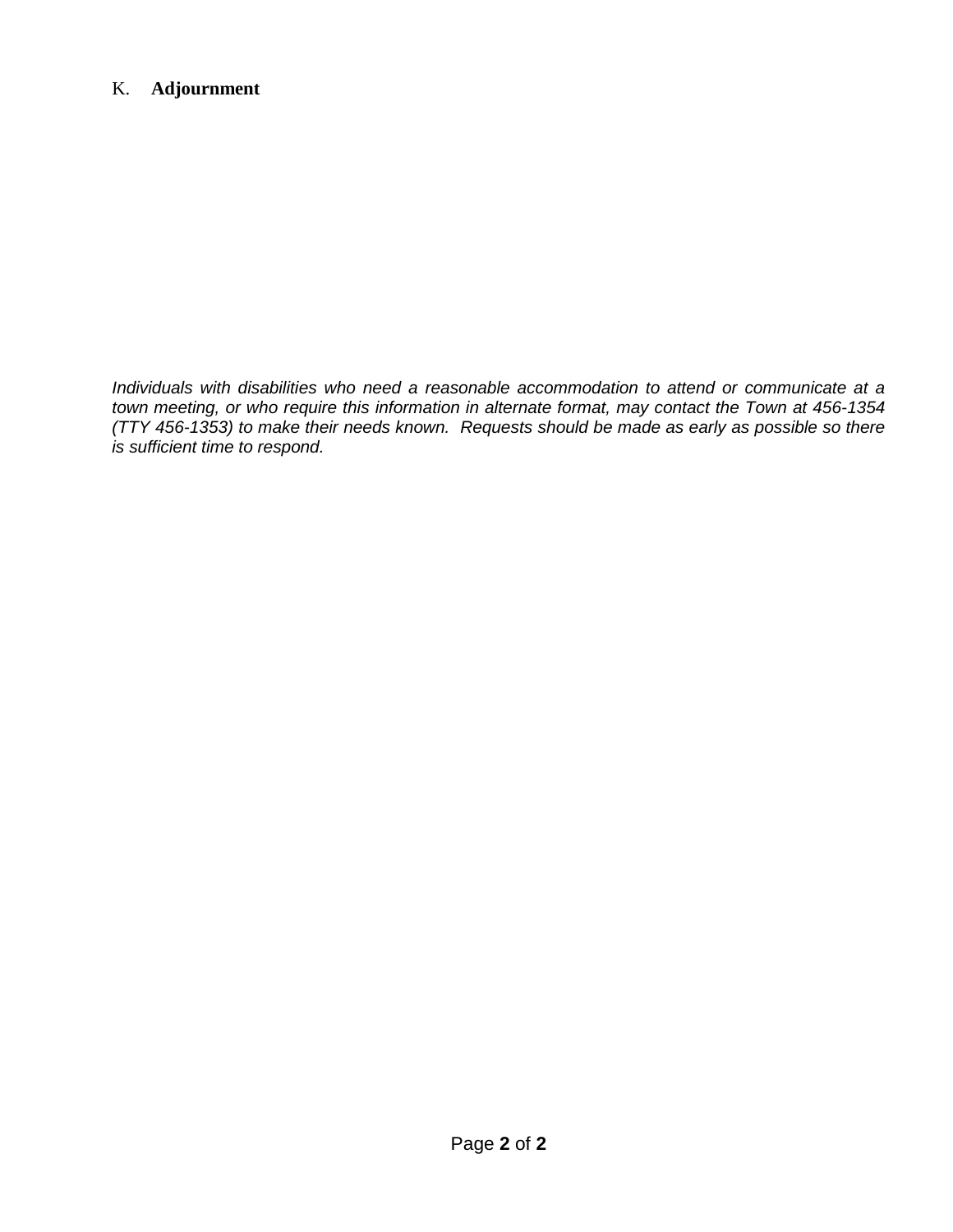K. **Adjournment**

*Individuals with disabilities who need a reasonable accommodation to attend or communicate at a town meeting, or who require this information in alternate format, may contact the Town at 456-1354 (TTY 456-1353) to make their needs known. Requests should be made as early as possible so there is sufficient time to respond.*